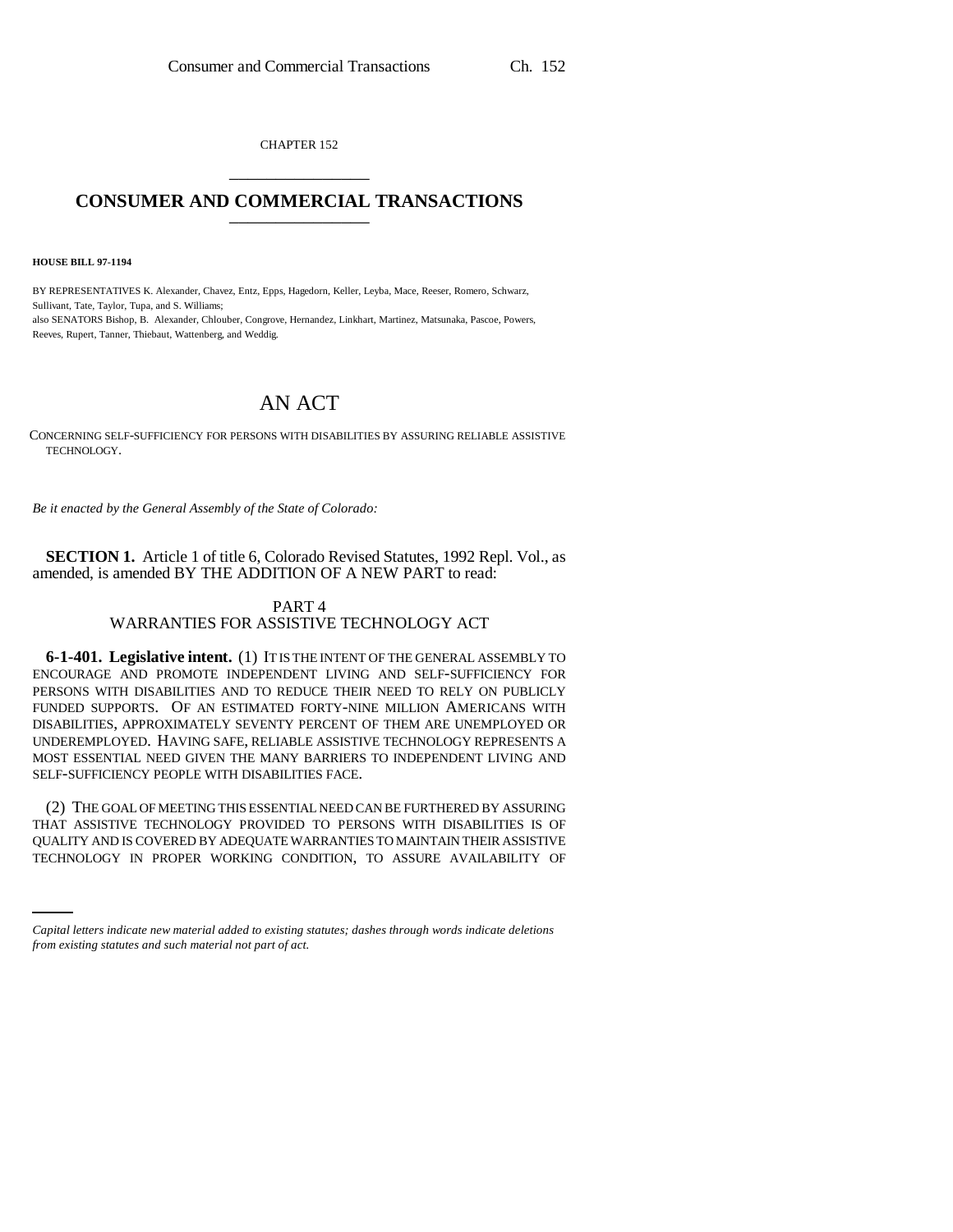CHAPTER 152

# CONSUMER AND COMMERCIAL TRANSACTIONS

**HOUSE BILL 97-1194**

BY REPRESENTATIVES K. Alexander, Chavez, Entz, Epps, Hagedorn, Keller, Leyba, Mace, Reeser, Romero, Schwarz, Sullivant, Tate, Taylor, Tupa, and S. Williams;
also SENATORS Bishop, B. Alexander, Chlouber, Congrove, Hernandez, Linkhart, Martinez, Matsunaka, Pascoe, Powers, Reeves, Rupert, Tanner, Thiebaut, Wattenberg, and Weddig.

## AN ACT

CONCERNING SELF-SUFFICIENCY FOR PERSONS WITH DISABILITIES BY ASSURING RELIABLE ASSISTIVE TECHNOLOGY.

*Be it enacted by the General Assembly of the State of Colorado:*

**SECTION 1.** Article 1 of title 6, Colorado Revised Statutes, 1992 Repl. Vol., as amended, is amended BY THE ADDITION OF A NEW PART to read:

PART 4
WARRANTIES FOR ASSISTIVE TECHNOLOGY ACT

**6-1-401. Legislative intent.** (1) IT IS THE INTENT OF THE GENERAL ASSEMBLY TO ENCOURAGE AND PROMOTE INDEPENDENT LIVING AND SELF-SUFFICIENCY FOR PERSONS WITH DISABILITIES AND TO REDUCE THEIR NEED TO RELY ON PUBLICLY FUNDED SUPPORTS. OF AN ESTIMATED FORTY-NINE MILLION AMERICANS WITH DISABILITIES, APPROXIMATELY SEVENTY PERCENT OF THEM ARE UNEMPLOYED OR UNDEREMPLOYED. HAVING SAFE, RELIABLE ASSISTIVE TECHNOLOGY REPRESENTS A MOST ESSENTIAL NEED GIVEN THE MANY BARRIERS TO INDEPENDENT LIVING AND SELF-SUFFICIENCY PEOPLE WITH DISABILITIES FACE.

(2) THE GOAL OF MEETING THIS ESSENTIAL NEED CAN BE FURTHERED BY ASSURING THAT ASSISTIVE TECHNOLOGY PROVIDED TO PERSONS WITH DISABILITIES IS OF QUALITY AND IS COVERED BY ADEQUATE WARRANTIES TO MAINTAIN THEIR ASSISTIVE TECHNOLOGY IN PROPER WORKING CONDITION, TO ASSURE AVAILABILITY OF

*Capital letters indicate new material added to existing statutes; dashes through words indicate deletions from existing statutes and such material not part of act.*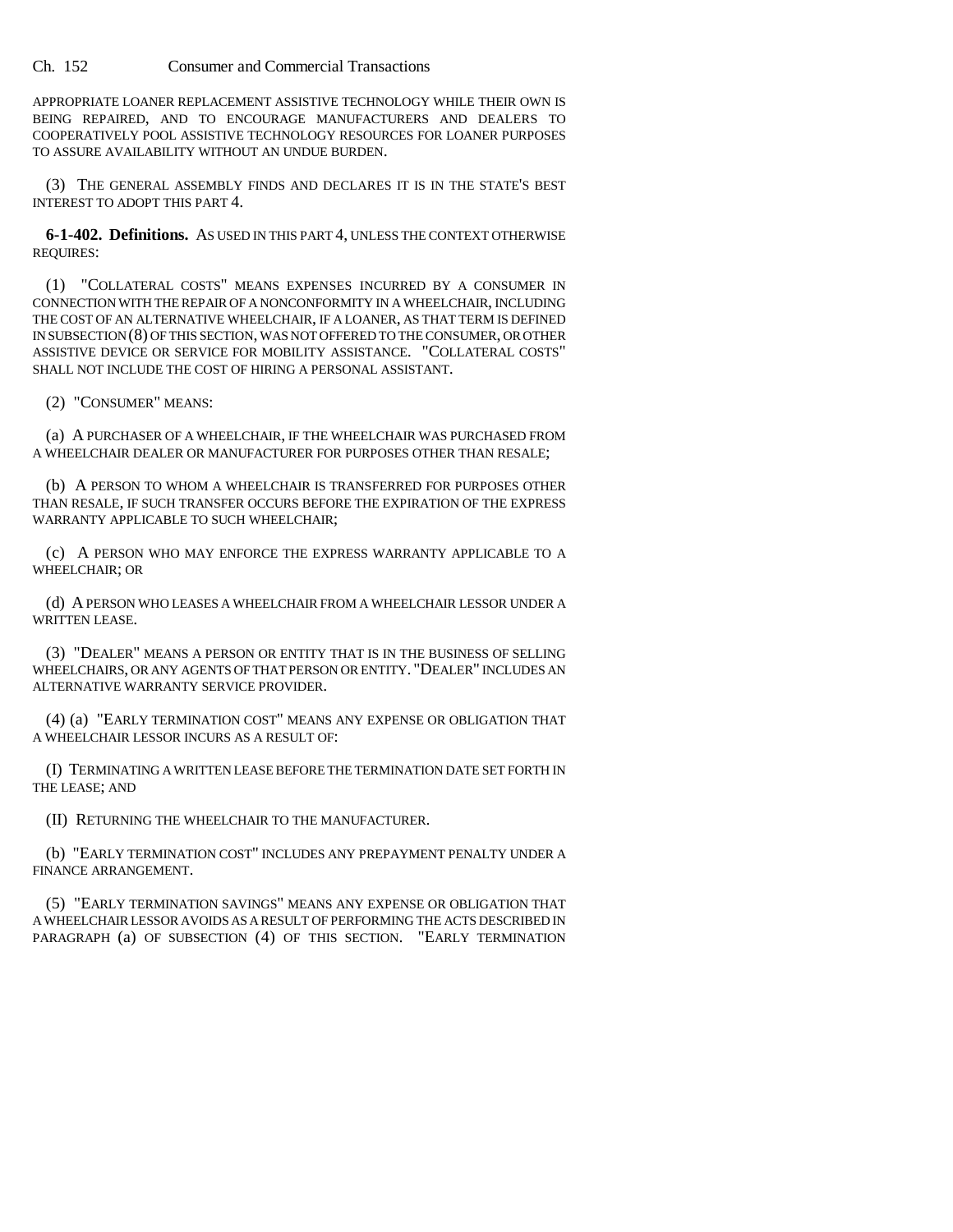APPROPRIATE LOANER REPLACEMENT ASSISTIVE TECHNOLOGY WHILE THEIR OWN IS BEING REPAIRED, AND TO ENCOURAGE MANUFACTURERS AND DEALERS TO COOPERATIVELY POOL ASSISTIVE TECHNOLOGY RESOURCES FOR LOANER PURPOSES TO ASSURE AVAILABILITY WITHOUT AN UNDUE BURDEN.

(3) THE GENERAL ASSEMBLY FINDS AND DECLARES IT IS IN THE STATE'S BEST INTEREST TO ADOPT THIS PART 4.

**6-1-402. Definitions.** AS USED IN THIS PART 4, UNLESS THE CONTEXT OTHERWISE REQUIRES:

(1) "COLLATERAL COSTS" MEANS EXPENSES INCURRED BY A CONSUMER IN CONNECTION WITH THE REPAIR OF A NONCONFORMITY IN A WHEELCHAIR, INCLUDING THE COST OF AN ALTERNATIVE WHEELCHAIR, IF A LOANER, AS THAT TERM IS DEFINED IN SUBSECTION (8) OF THIS SECTION, WAS NOT OFFERED TO THE CONSUMER, OR OTHER ASSISTIVE DEVICE OR SERVICE FOR MOBILITY ASSISTANCE. "COLLATERAL COSTS" SHALL NOT INCLUDE THE COST OF HIRING A PERSONAL ASSISTANT.

(2) "CONSUMER" MEANS:

(a) A PURCHASER OF A WHEELCHAIR, IF THE WHEELCHAIR WAS PURCHASED FROM A WHEELCHAIR DEALER OR MANUFACTURER FOR PURPOSES OTHER THAN RESALE;

(b) A PERSON TO WHOM A WHEELCHAIR IS TRANSFERRED FOR PURPOSES OTHER THAN RESALE, IF SUCH TRANSFER OCCURS BEFORE THE EXPIRATION OF THE EXPRESS WARRANTY APPLICABLE TO SUCH WHEELCHAIR;

(c) A PERSON WHO MAY ENFORCE THE EXPRESS WARRANTY APPLICABLE TO A WHEELCHAIR; OR

(d) A PERSON WHO LEASES A WHEELCHAIR FROM A WHEELCHAIR LESSOR UNDER A WRITTEN LEASE.

(3) "DEALER" MEANS A PERSON OR ENTITY THAT IS IN THE BUSINESS OF SELLING WHEELCHAIRS, OR ANY AGENTS OF THAT PERSON OR ENTITY. "DEALER" INCLUDES AN ALTERNATIVE WARRANTY SERVICE PROVIDER.

(4) (a) "EARLY TERMINATION COST" MEANS ANY EXPENSE OR OBLIGATION THAT A WHEELCHAIR LESSOR INCURS AS A RESULT OF:

(I) TERMINATING A WRITTEN LEASE BEFORE THE TERMINATION DATE SET FORTH IN THE LEASE; AND

(II) RETURNING THE WHEELCHAIR TO THE MANUFACTURER.

(b) "EARLY TERMINATION COST" INCLUDES ANY PREPAYMENT PENALTY UNDER A FINANCE ARRANGEMENT.

(5) "EARLY TERMINATION SAVINGS" MEANS ANY EXPENSE OR OBLIGATION THAT A WHEELCHAIR LESSOR AVOIDS AS A RESULT OF PERFORMING THE ACTS DESCRIBED IN PARAGRAPH (a) OF SUBSECTION (4) OF THIS SECTION. "EARLY TERMINATION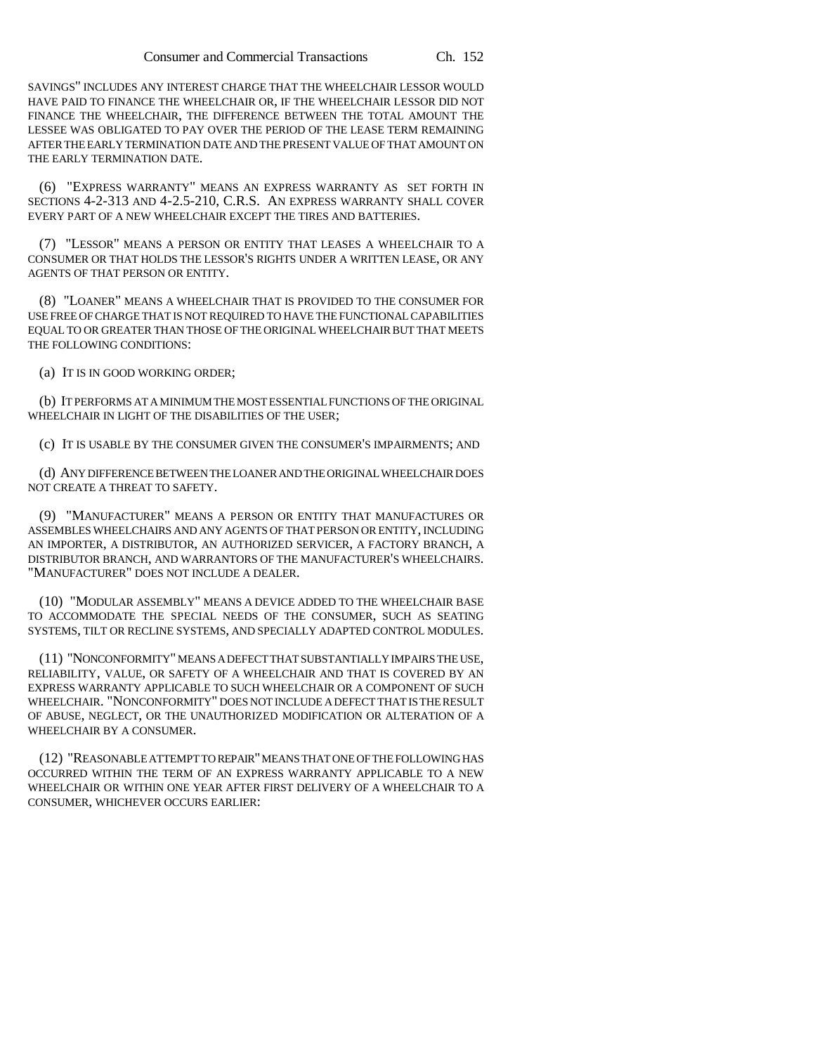SAVINGS" INCLUDES ANY INTEREST CHARGE THAT THE WHEELCHAIR LESSOR WOULD HAVE PAID TO FINANCE THE WHEELCHAIR OR, IF THE WHEELCHAIR LESSOR DID NOT FINANCE THE WHEELCHAIR, THE DIFFERENCE BETWEEN THE TOTAL AMOUNT THE LESSEE WAS OBLIGATED TO PAY OVER THE PERIOD OF THE LEASE TERM REMAINING AFTER THE EARLY TERMINATION DATE AND THE PRESENT VALUE OF THAT AMOUNT ON THE EARLY TERMINATION DATE.

(6) "EXPRESS WARRANTY" MEANS AN EXPRESS WARRANTY AS SET FORTH IN SECTIONS 4-2-313 AND 4-2.5-210, C.R.S. AN EXPRESS WARRANTY SHALL COVER EVERY PART OF A NEW WHEELCHAIR EXCEPT THE TIRES AND BATTERIES.

(7) "LESSOR" MEANS A PERSON OR ENTITY THAT LEASES A WHEELCHAIR TO A CONSUMER OR THAT HOLDS THE LESSOR'S RIGHTS UNDER A WRITTEN LEASE, OR ANY AGENTS OF THAT PERSON OR ENTITY.

(8) "LOANER" MEANS A WHEELCHAIR THAT IS PROVIDED TO THE CONSUMER FOR USE FREE OF CHARGE THAT IS NOT REQUIRED TO HAVE THE FUNCTIONAL CAPABILITIES EQUAL TO OR GREATER THAN THOSE OF THE ORIGINAL WHEELCHAIR BUT THAT MEETS THE FOLLOWING CONDITIONS:

(a) IT IS IN GOOD WORKING ORDER;

(b) IT PERFORMS AT A MINIMUM THE MOST ESSENTIAL FUNCTIONS OF THE ORIGINAL WHEELCHAIR IN LIGHT OF THE DISABILITIES OF THE USER;

(c) IT IS USABLE BY THE CONSUMER GIVEN THE CONSUMER'S IMPAIRMENTS; AND

(d) ANY DIFFERENCE BETWEEN THE LOANER AND THE ORIGINAL WHEELCHAIR DOES NOT CREATE A THREAT TO SAFETY.

(9) "MANUFACTURER" MEANS A PERSON OR ENTITY THAT MANUFACTURES OR ASSEMBLES WHEELCHAIRS AND ANY AGENTS OF THAT PERSON OR ENTITY, INCLUDING AN IMPORTER, A DISTRIBUTOR, AN AUTHORIZED SERVICER, A FACTORY BRANCH, A DISTRIBUTOR BRANCH, AND WARRANTORS OF THE MANUFACTURER'S WHEELCHAIRS. "MANUFACTURER" DOES NOT INCLUDE A DEALER.

(10) "MODULAR ASSEMBLY" MEANS A DEVICE ADDED TO THE WHEELCHAIR BASE TO ACCOMMODATE THE SPECIAL NEEDS OF THE CONSUMER, SUCH AS SEATING SYSTEMS, TILT OR RECLINE SYSTEMS, AND SPECIALLY ADAPTED CONTROL MODULES.

(11) "NONCONFORMITY" MEANS A DEFECT THAT SUBSTANTIALLY IMPAIRS THE USE, RELIABILITY, VALUE, OR SAFETY OF A WHEELCHAIR AND THAT IS COVERED BY AN EXPRESS WARRANTY APPLICABLE TO SUCH WHEELCHAIR OR A COMPONENT OF SUCH WHEELCHAIR. "NONCONFORMITY" DOES NOT INCLUDE A DEFECT THAT IS THE RESULT OF ABUSE, NEGLECT, OR THE UNAUTHORIZED MODIFICATION OR ALTERATION OF A WHEELCHAIR BY A CONSUMER.

(12) "REASONABLE ATTEMPT TO REPAIR" MEANS THAT ONE OF THE FOLLOWING HAS OCCURRED WITHIN THE TERM OF AN EXPRESS WARRANTY APPLICABLE TO A NEW WHEELCHAIR OR WITHIN ONE YEAR AFTER FIRST DELIVERY OF A WHEELCHAIR TO A CONSUMER, WHICHEVER OCCURS EARLIER: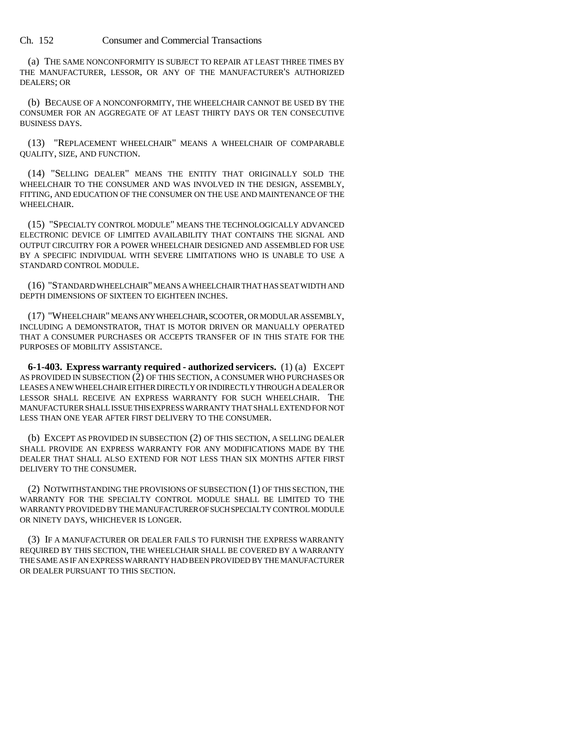(a) THE SAME NONCONFORMITY IS SUBJECT TO REPAIR AT LEAST THREE TIMES BY THE MANUFACTURER, LESSOR, OR ANY OF THE MANUFACTURER'S AUTHORIZED DEALERS; OR

(b) BECAUSE OF A NONCONFORMITY, THE WHEELCHAIR CANNOT BE USED BY THE CONSUMER FOR AN AGGREGATE OF AT LEAST THIRTY DAYS OR TEN CONSECUTIVE BUSINESS DAYS.

(13) "REPLACEMENT WHEELCHAIR" MEANS A WHEELCHAIR OF COMPARABLE QUALITY, SIZE, AND FUNCTION.

(14) "SELLING DEALER" MEANS THE ENTITY THAT ORIGINALLY SOLD THE WHEELCHAIR TO THE CONSUMER AND WAS INVOLVED IN THE DESIGN, ASSEMBLY, FITTING, AND EDUCATION OF THE CONSUMER ON THE USE AND MAINTENANCE OF THE WHEELCHAIR.

(15) "SPECIALTY CONTROL MODULE" MEANS THE TECHNOLOGICALLY ADVANCED ELECTRONIC DEVICE OF LIMITED AVAILABILITY THAT CONTAINS THE SIGNAL AND OUTPUT CIRCUITRY FOR A POWER WHEELCHAIR DESIGNED AND ASSEMBLED FOR USE BY A SPECIFIC INDIVIDUAL WITH SEVERE LIMITATIONS WHO IS UNABLE TO USE A STANDARD CONTROL MODULE.

(16) "STANDARD WHEELCHAIR" MEANS A WHEELCHAIR THAT HAS SEAT WIDTH AND DEPTH DIMENSIONS OF SIXTEEN TO EIGHTEEN INCHES.

(17) "WHEELCHAIR" MEANS ANY WHEELCHAIR, SCOOTER, OR MODULAR ASSEMBLY, INCLUDING A DEMONSTRATOR, THAT IS MOTOR DRIVEN OR MANUALLY OPERATED THAT A CONSUMER PURCHASES OR ACCEPTS TRANSFER OF IN THIS STATE FOR THE PURPOSES OF MOBILITY ASSISTANCE.

**6-1-403. Express warranty required - authorized servicers.** (1) (a) EXCEPT AS PROVIDED IN SUBSECTION (2) OF THIS SECTION, A CONSUMER WHO PURCHASES OR LEASES A NEW WHEELCHAIR EITHER DIRECTLY OR INDIRECTLY THROUGH A DEALER OR LESSOR SHALL RECEIVE AN EXPRESS WARRANTY FOR SUCH WHEELCHAIR. THE MANUFACTURER SHALL ISSUE THIS EXPRESS WARRANTY THAT SHALL EXTEND FOR NOT LESS THAN ONE YEAR AFTER FIRST DELIVERY TO THE CONSUMER.

(b) EXCEPT AS PROVIDED IN SUBSECTION (2) OF THIS SECTION, A SELLING DEALER SHALL PROVIDE AN EXPRESS WARRANTY FOR ANY MODIFICATIONS MADE BY THE DEALER THAT SHALL ALSO EXTEND FOR NOT LESS THAN SIX MONTHS AFTER FIRST DELIVERY TO THE CONSUMER.

(2) NOTWITHSTANDING THE PROVISIONS OF SUBSECTION (1) OF THIS SECTION, THE WARRANTY FOR THE SPECIALTY CONTROL MODULE SHALL BE LIMITED TO THE WARRANTY PROVIDED BY THE MANUFACTURER OF SUCH SPECIALTY CONTROL MODULE OR NINETY DAYS, WHICHEVER IS LONGER.

(3) IF A MANUFACTURER OR DEALER FAILS TO FURNISH THE EXPRESS WARRANTY REQUIRED BY THIS SECTION, THE WHEELCHAIR SHALL BE COVERED BY A WARRANTY THE SAME AS IF AN EXPRESS WARRANTY HAD BEEN PROVIDED BY THE MANUFACTURER OR DEALER PURSUANT TO THIS SECTION.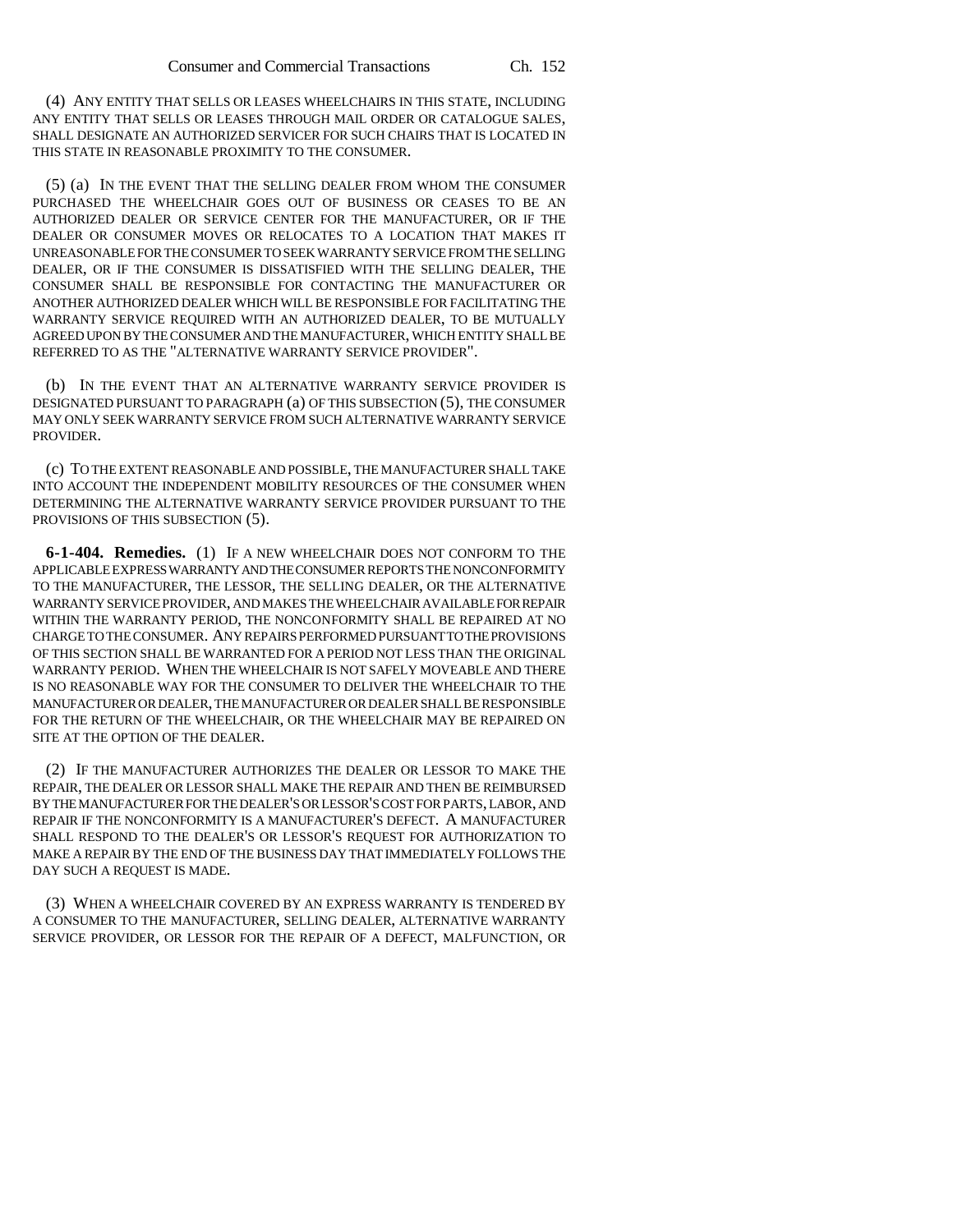(4) ANY ENTITY THAT SELLS OR LEASES WHEELCHAIRS IN THIS STATE, INCLUDING ANY ENTITY THAT SELLS OR LEASES THROUGH MAIL ORDER OR CATALOGUE SALES, SHALL DESIGNATE AN AUTHORIZED SERVICER FOR SUCH CHAIRS THAT IS LOCATED IN THIS STATE IN REASONABLE PROXIMITY TO THE CONSUMER.

(5) (a) IN THE EVENT THAT THE SELLING DEALER FROM WHOM THE CONSUMER PURCHASED THE WHEELCHAIR GOES OUT OF BUSINESS OR CEASES TO BE AN AUTHORIZED DEALER OR SERVICE CENTER FOR THE MANUFACTURER, OR IF THE DEALER OR CONSUMER MOVES OR RELOCATES TO A LOCATION THAT MAKES IT UNREASONABLE FOR THE CONSUMER TO SEEK WARRANTY SERVICE FROM THE SELLING DEALER, OR IF THE CONSUMER IS DISSATISFIED WITH THE SELLING DEALER, THE CONSUMER SHALL BE RESPONSIBLE FOR CONTACTING THE MANUFACTURER OR ANOTHER AUTHORIZED DEALER WHICH WILL BE RESPONSIBLE FOR FACILITATING THE WARRANTY SERVICE REQUIRED WITH AN AUTHORIZED DEALER, TO BE MUTUALLY AGREED UPON BY THE CONSUMER AND THE MANUFACTURER, WHICH ENTITY SHALL BE REFERRED TO AS THE "ALTERNATIVE WARRANTY SERVICE PROVIDER".

(b) IN THE EVENT THAT AN ALTERNATIVE WARRANTY SERVICE PROVIDER IS DESIGNATED PURSUANT TO PARAGRAPH (a) OF THIS SUBSECTION (5), THE CONSUMER MAY ONLY SEEK WARRANTY SERVICE FROM SUCH ALTERNATIVE WARRANTY SERVICE PROVIDER.

(c) TO THE EXTENT REASONABLE AND POSSIBLE, THE MANUFACTURER SHALL TAKE INTO ACCOUNT THE INDEPENDENT MOBILITY RESOURCES OF THE CONSUMER WHEN DETERMINING THE ALTERNATIVE WARRANTY SERVICE PROVIDER PURSUANT TO THE PROVISIONS OF THIS SUBSECTION (5).

**6-1-404. Remedies.** (1) IF A NEW WHEELCHAIR DOES NOT CONFORM TO THE APPLICABLE EXPRESS WARRANTY AND THE CONSUMER REPORTS THE NONCONFORMITY TO THE MANUFACTURER, THE LESSOR, THE SELLING DEALER, OR THE ALTERNATIVE WARRANTY SERVICE PROVIDER, AND MAKES THE WHEELCHAIR AVAILABLE FOR REPAIR WITHIN THE WARRANTY PERIOD, THE NONCONFORMITY SHALL BE REPAIRED AT NO CHARGE TO THE CONSUMER. ANY REPAIRS PERFORMED PURSUANT TO THE PROVISIONS OF THIS SECTION SHALL BE WARRANTED FOR A PERIOD NOT LESS THAN THE ORIGINAL WARRANTY PERIOD. WHEN THE WHEELCHAIR IS NOT SAFELY MOVEABLE AND THERE IS NO REASONABLE WAY FOR THE CONSUMER TO DELIVER THE WHEELCHAIR TO THE MANUFACTURER OR DEALER, THE MANUFACTURER OR DEALER SHALL BE RESPONSIBLE FOR THE RETURN OF THE WHEELCHAIR, OR THE WHEELCHAIR MAY BE REPAIRED ON SITE AT THE OPTION OF THE DEALER.

(2) IF THE MANUFACTURER AUTHORIZES THE DEALER OR LESSOR TO MAKE THE REPAIR, THE DEALER OR LESSOR SHALL MAKE THE REPAIR AND THEN BE REIMBURSED BY THE MANUFACTURER FOR THE DEALER'S OR LESSOR'S COST FOR PARTS, LABOR, AND REPAIR IF THE NONCONFORMITY IS A MANUFACTURER'S DEFECT. A MANUFACTURER SHALL RESPOND TO THE DEALER'S OR LESSOR'S REQUEST FOR AUTHORIZATION TO MAKE A REPAIR BY THE END OF THE BUSINESS DAY THAT IMMEDIATELY FOLLOWS THE DAY SUCH A REQUEST IS MADE.

(3) WHEN A WHEELCHAIR COVERED BY AN EXPRESS WARRANTY IS TENDERED BY A CONSUMER TO THE MANUFACTURER, SELLING DEALER, ALTERNATIVE WARRANTY SERVICE PROVIDER, OR LESSOR FOR THE REPAIR OF A DEFECT, MALFUNCTION, OR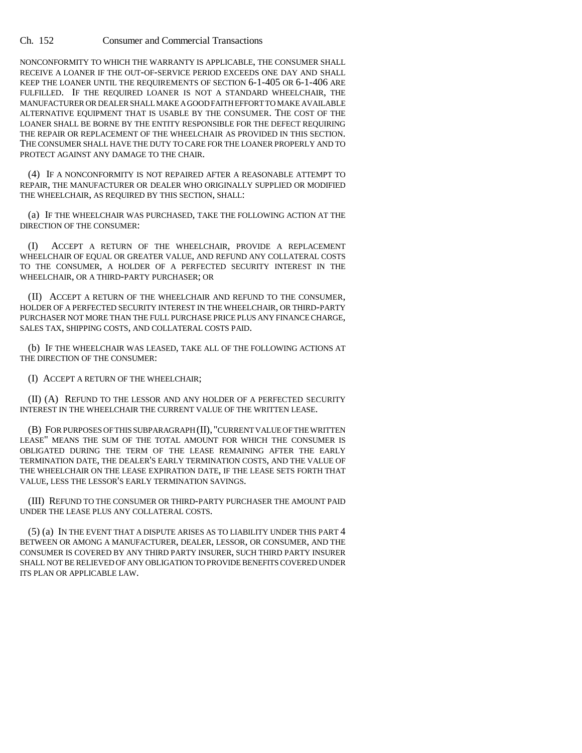NONCONFORMITY TO WHICH THE WARRANTY IS APPLICABLE, THE CONSUMER SHALL RECEIVE A LOANER IF THE OUT-OF-SERVICE PERIOD EXCEEDS ONE DAY AND SHALL KEEP THE LOANER UNTIL THE REQUIREMENTS OF SECTION 6-1-405 OR 6-1-406 ARE FULFILLED. IF THE REQUIRED LOANER IS NOT A STANDARD WHEELCHAIR, THE MANUFACTURER OR DEALER SHALL MAKE A GOOD FAITH EFFORT TO MAKE AVAILABLE ALTERNATIVE EQUIPMENT THAT IS USABLE BY THE CONSUMER. THE COST OF THE LOANER SHALL BE BORNE BY THE ENTITY RESPONSIBLE FOR THE DEFECT REQUIRING THE REPAIR OR REPLACEMENT OF THE WHEELCHAIR AS PROVIDED IN THIS SECTION. THE CONSUMER SHALL HAVE THE DUTY TO CARE FOR THE LOANER PROPERLY AND TO PROTECT AGAINST ANY DAMAGE TO THE CHAIR.

(4) IF A NONCONFORMITY IS NOT REPAIRED AFTER A REASONABLE ATTEMPT TO REPAIR, THE MANUFACTURER OR DEALER WHO ORIGINALLY SUPPLIED OR MODIFIED THE WHEELCHAIR, AS REQUIRED BY THIS SECTION, SHALL:

(a) IF THE WHEELCHAIR WAS PURCHASED, TAKE THE FOLLOWING ACTION AT THE DIRECTION OF THE CONSUMER:

(I) ACCEPT A RETURN OF THE WHEELCHAIR, PROVIDE A REPLACEMENT WHEELCHAIR OF EQUAL OR GREATER VALUE, AND REFUND ANY COLLATERAL COSTS TO THE CONSUMER, A HOLDER OF A PERFECTED SECURITY INTEREST IN THE WHEELCHAIR, OR A THIRD-PARTY PURCHASER; OR

(II) ACCEPT A RETURN OF THE WHEELCHAIR AND REFUND TO THE CONSUMER, HOLDER OF A PERFECTED SECURITY INTEREST IN THE WHEELCHAIR, OR THIRD-PARTY PURCHASER NOT MORE THAN THE FULL PURCHASE PRICE PLUS ANY FINANCE CHARGE, SALES TAX, SHIPPING COSTS, AND COLLATERAL COSTS PAID.

(b) IF THE WHEELCHAIR WAS LEASED, TAKE ALL OF THE FOLLOWING ACTIONS AT THE DIRECTION OF THE CONSUMER:

(I) ACCEPT A RETURN OF THE WHEELCHAIR;

(II) (A) REFUND TO THE LESSOR AND ANY HOLDER OF A PERFECTED SECURITY INTEREST IN THE WHEELCHAIR THE CURRENT VALUE OF THE WRITTEN LEASE.

(B) FOR PURPOSES OF THIS SUBPARAGRAPH (II), "CURRENT VALUE OF THE WRITTEN LEASE" MEANS THE SUM OF THE TOTAL AMOUNT FOR WHICH THE CONSUMER IS OBLIGATED DURING THE TERM OF THE LEASE REMAINING AFTER THE EARLY TERMINATION DATE, THE DEALER'S EARLY TERMINATION COSTS, AND THE VALUE OF THE WHEELCHAIR ON THE LEASE EXPIRATION DATE, IF THE LEASE SETS FORTH THAT VALUE, LESS THE LESSOR'S EARLY TERMINATION SAVINGS.

(III) REFUND TO THE CONSUMER OR THIRD-PARTY PURCHASER THE AMOUNT PAID UNDER THE LEASE PLUS ANY COLLATERAL COSTS.

(5) (a) IN THE EVENT THAT A DISPUTE ARISES AS TO LIABILITY UNDER THIS PART 4 BETWEEN OR AMONG A MANUFACTURER, DEALER, LESSOR, OR CONSUMER, AND THE CONSUMER IS COVERED BY ANY THIRD PARTY INSURER, SUCH THIRD PARTY INSURER SHALL NOT BE RELIEVED OF ANY OBLIGATION TO PROVIDE BENEFITS COVERED UNDER ITS PLAN OR APPLICABLE LAW.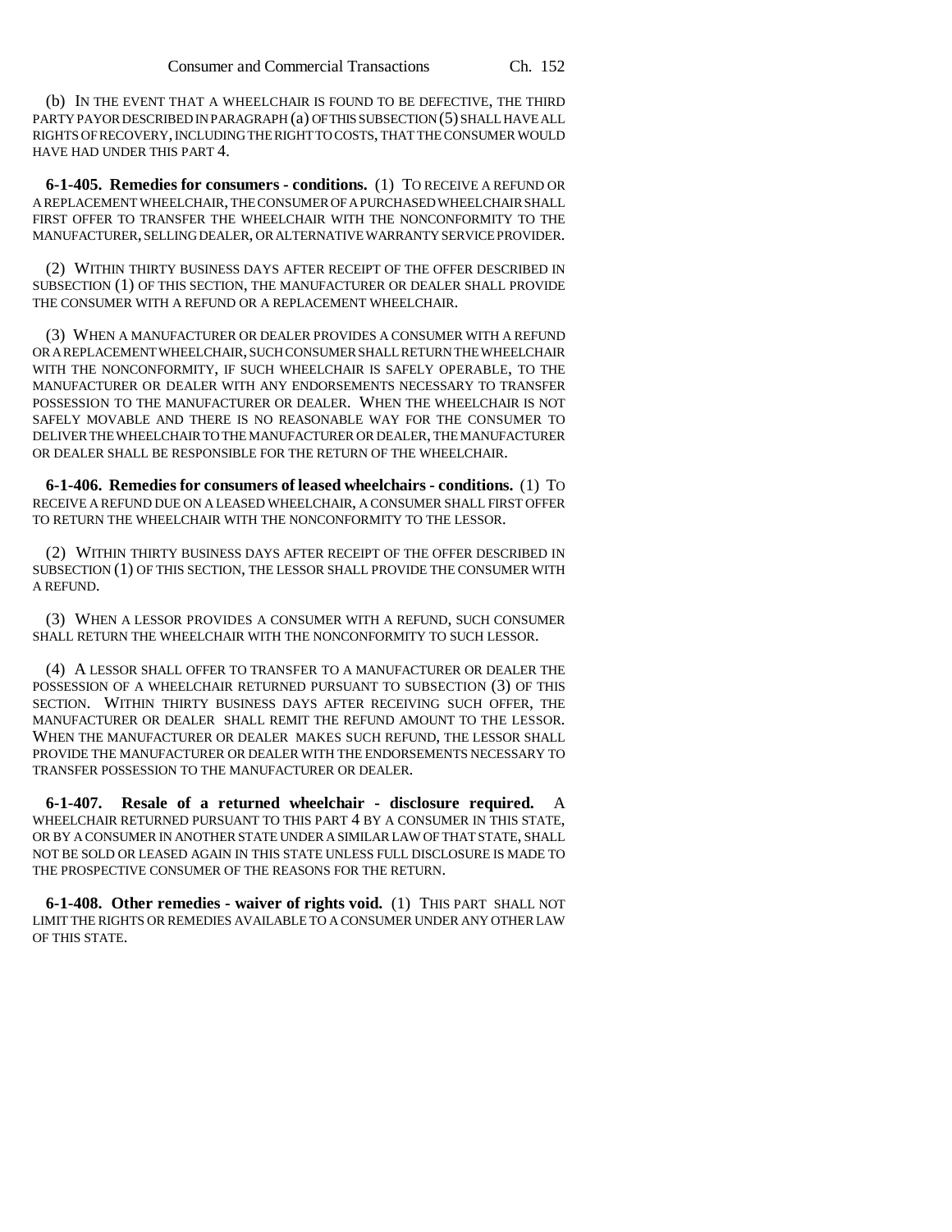(b) IN THE EVENT THAT A WHEELCHAIR IS FOUND TO BE DEFECTIVE, THE THIRD PARTY PAYOR DESCRIBED IN PARAGRAPH (a) OF THIS SUBSECTION (5) SHALL HAVE ALL RIGHTS OF RECOVERY, INCLUDING THE RIGHT TO COSTS, THAT THE CONSUMER WOULD HAVE HAD UNDER THIS PART 4.

**6-1-405. Remedies for consumers - conditions.** (1) TO RECEIVE A REFUND OR A REPLACEMENT WHEELCHAIR, THE CONSUMER OF A PURCHASED WHEELCHAIR SHALL FIRST OFFER TO TRANSFER THE WHEELCHAIR WITH THE NONCONFORMITY TO THE MANUFACTURER, SELLING DEALER, OR ALTERNATIVE WARRANTY SERVICE PROVIDER.

(2) WITHIN THIRTY BUSINESS DAYS AFTER RECEIPT OF THE OFFER DESCRIBED IN SUBSECTION (1) OF THIS SECTION, THE MANUFACTURER OR DEALER SHALL PROVIDE THE CONSUMER WITH A REFUND OR A REPLACEMENT WHEELCHAIR.

(3) WHEN A MANUFACTURER OR DEALER PROVIDES A CONSUMER WITH A REFUND OR A REPLACEMENT WHEELCHAIR, SUCH CONSUMER SHALL RETURN THE WHEELCHAIR WITH THE NONCONFORMITY, IF SUCH WHEELCHAIR IS SAFELY OPERABLE, TO THE MANUFACTURER OR DEALER WITH ANY ENDORSEMENTS NECESSARY TO TRANSFER POSSESSION TO THE MANUFACTURER OR DEALER. WHEN THE WHEELCHAIR IS NOT SAFELY MOVABLE AND THERE IS NO REASONABLE WAY FOR THE CONSUMER TO DELIVER THE WHEELCHAIR TO THE MANUFACTURER OR DEALER, THE MANUFACTURER OR DEALER SHALL BE RESPONSIBLE FOR THE RETURN OF THE WHEELCHAIR.

**6-1-406. Remedies for consumers of leased wheelchairs - conditions.** (1) TO RECEIVE A REFUND DUE ON A LEASED WHEELCHAIR, A CONSUMER SHALL FIRST OFFER TO RETURN THE WHEELCHAIR WITH THE NONCONFORMITY TO THE LESSOR.

(2) WITHIN THIRTY BUSINESS DAYS AFTER RECEIPT OF THE OFFER DESCRIBED IN SUBSECTION (1) OF THIS SECTION, THE LESSOR SHALL PROVIDE THE CONSUMER WITH A REFUND.

(3) WHEN A LESSOR PROVIDES A CONSUMER WITH A REFUND, SUCH CONSUMER SHALL RETURN THE WHEELCHAIR WITH THE NONCONFORMITY TO SUCH LESSOR.

(4) A LESSOR SHALL OFFER TO TRANSFER TO A MANUFACTURER OR DEALER THE POSSESSION OF A WHEELCHAIR RETURNED PURSUANT TO SUBSECTION (3) OF THIS SECTION. WITHIN THIRTY BUSINESS DAYS AFTER RECEIVING SUCH OFFER, THE MANUFACTURER OR DEALER SHALL REMIT THE REFUND AMOUNT TO THE LESSOR. WHEN THE MANUFACTURER OR DEALER MAKES SUCH REFUND, THE LESSOR SHALL PROVIDE THE MANUFACTURER OR DEALER WITH THE ENDORSEMENTS NECESSARY TO TRANSFER POSSESSION TO THE MANUFACTURER OR DEALER.

**6-1-407. Resale of a returned wheelchair - disclosure required.** A WHEELCHAIR RETURNED PURSUANT TO THIS PART 4 BY A CONSUMER IN THIS STATE, OR BY A CONSUMER IN ANOTHER STATE UNDER A SIMILAR LAW OF THAT STATE, SHALL NOT BE SOLD OR LEASED AGAIN IN THIS STATE UNLESS FULL DISCLOSURE IS MADE TO THE PROSPECTIVE CONSUMER OF THE REASONS FOR THE RETURN.

**6-1-408. Other remedies - waiver of rights void.** (1) THIS PART SHALL NOT LIMIT THE RIGHTS OR REMEDIES AVAILABLE TO A CONSUMER UNDER ANY OTHER LAW OF THIS STATE.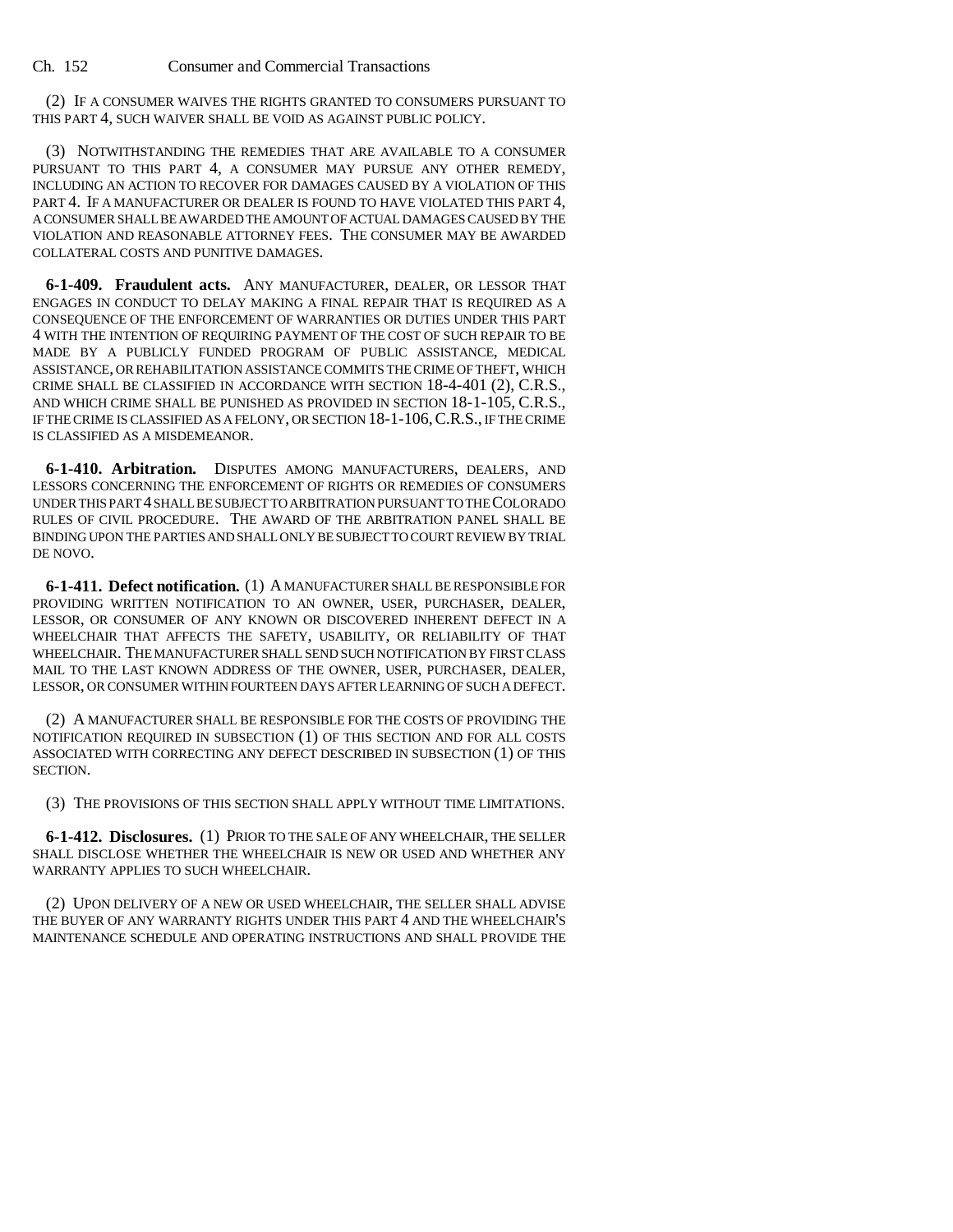(2) IF A CONSUMER WAIVES THE RIGHTS GRANTED TO CONSUMERS PURSUANT TO THIS PART 4, SUCH WAIVER SHALL BE VOID AS AGAINST PUBLIC POLICY.

(3) NOTWITHSTANDING THE REMEDIES THAT ARE AVAILABLE TO A CONSUMER PURSUANT TO THIS PART 4, A CONSUMER MAY PURSUE ANY OTHER REMEDY, INCLUDING AN ACTION TO RECOVER FOR DAMAGES CAUSED BY A VIOLATION OF THIS PART 4. IF A MANUFACTURER OR DEALER IS FOUND TO HAVE VIOLATED THIS PART 4, A CONSUMER SHALL BE AWARDED THE AMOUNT OF ACTUAL DAMAGES CAUSED BY THE VIOLATION AND REASONABLE ATTORNEY FEES. THE CONSUMER MAY BE AWARDED COLLATERAL COSTS AND PUNITIVE DAMAGES.

**6-1-409. Fraudulent acts.** ANY MANUFACTURER, DEALER, OR LESSOR THAT ENGAGES IN CONDUCT TO DELAY MAKING A FINAL REPAIR THAT IS REQUIRED AS A CONSEQUENCE OF THE ENFORCEMENT OF WARRANTIES OR DUTIES UNDER THIS PART 4 WITH THE INTENTION OF REQUIRING PAYMENT OF THE COST OF SUCH REPAIR TO BE MADE BY A PUBLICLY FUNDED PROGRAM OF PUBLIC ASSISTANCE, MEDICAL ASSISTANCE, OR REHABILITATION ASSISTANCE COMMITS THE CRIME OF THEFT, WHICH CRIME SHALL BE CLASSIFIED IN ACCORDANCE WITH SECTION 18-4-401 (2), C.R.S., AND WHICH CRIME SHALL BE PUNISHED AS PROVIDED IN SECTION 18-1-105, C.R.S., IF THE CRIME IS CLASSIFIED AS A FELONY, OR SECTION 18-1-106, C.R.S., IF THE CRIME IS CLASSIFIED AS A MISDEMEANOR.

**6-1-410. Arbitration.** DISPUTES AMONG MANUFACTURERS, DEALERS, AND LESSORS CONCERNING THE ENFORCEMENT OF RIGHTS OR REMEDIES OF CONSUMERS UNDER THIS PART 4 SHALL BE SUBJECT TO ARBITRATION PURSUANT TO THE COLORADO RULES OF CIVIL PROCEDURE. THE AWARD OF THE ARBITRATION PANEL SHALL BE BINDING UPON THE PARTIES AND SHALL ONLY BE SUBJECT TO COURT REVIEW BY TRIAL DE NOVO.

**6-1-411. Defect notification.** (1) A MANUFACTURER SHALL BE RESPONSIBLE FOR PROVIDING WRITTEN NOTIFICATION TO AN OWNER, USER, PURCHASER, DEALER, LESSOR, OR CONSUMER OF ANY KNOWN OR DISCOVERED INHERENT DEFECT IN A WHEELCHAIR THAT AFFECTS THE SAFETY, USABILITY, OR RELIABILITY OF THAT WHEELCHAIR. THE MANUFACTURER SHALL SEND SUCH NOTIFICATION BY FIRST CLASS MAIL TO THE LAST KNOWN ADDRESS OF THE OWNER, USER, PURCHASER, DEALER, LESSOR, OR CONSUMER WITHIN FOURTEEN DAYS AFTER LEARNING OF SUCH A DEFECT.

(2) A MANUFACTURER SHALL BE RESPONSIBLE FOR THE COSTS OF PROVIDING THE NOTIFICATION REQUIRED IN SUBSECTION (1) OF THIS SECTION AND FOR ALL COSTS ASSOCIATED WITH CORRECTING ANY DEFECT DESCRIBED IN SUBSECTION (1) OF THIS SECTION.

(3) THE PROVISIONS OF THIS SECTION SHALL APPLY WITHOUT TIME LIMITATIONS.

**6-1-412. Disclosures.** (1) PRIOR TO THE SALE OF ANY WHEELCHAIR, THE SELLER SHALL DISCLOSE WHETHER THE WHEELCHAIR IS NEW OR USED AND WHETHER ANY WARRANTY APPLIES TO SUCH WHEELCHAIR.

(2) UPON DELIVERY OF A NEW OR USED WHEELCHAIR, THE SELLER SHALL ADVISE THE BUYER OF ANY WARRANTY RIGHTS UNDER THIS PART 4 AND THE WHEELCHAIR'S MAINTENANCE SCHEDULE AND OPERATING INSTRUCTIONS AND SHALL PROVIDE THE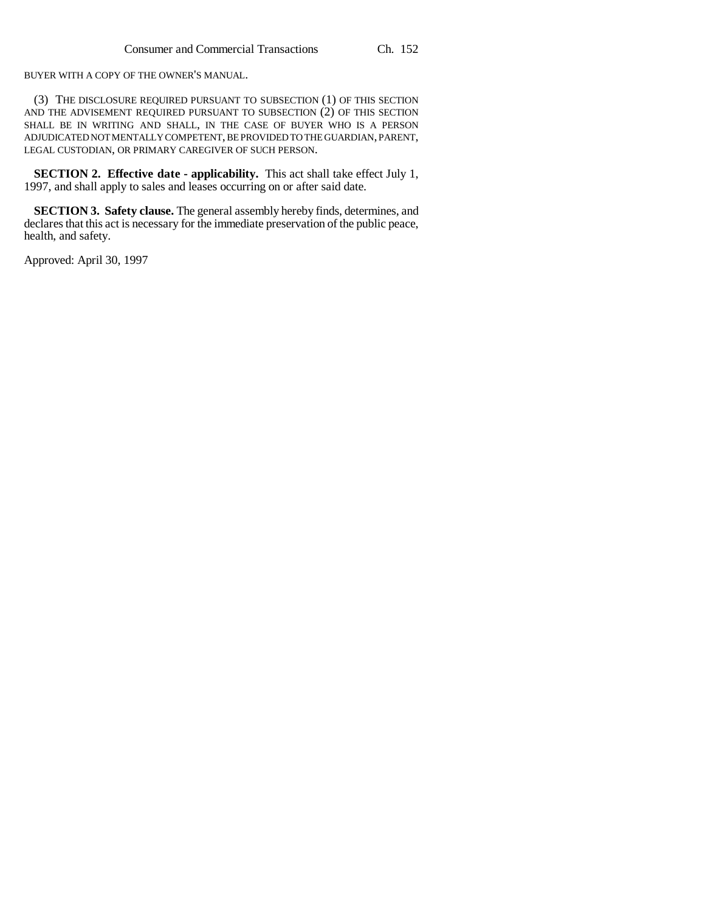BUYER WITH A COPY OF THE OWNER'S MANUAL.

(3) THE DISCLOSURE REQUIRED PURSUANT TO SUBSECTION (1) OF THIS SECTION AND THE ADVISEMENT REQUIRED PURSUANT TO SUBSECTION (2) OF THIS SECTION SHALL BE IN WRITING AND SHALL, IN THE CASE OF BUYER WHO IS A PERSON ADJUDICATED NOT MENTALLY COMPETENT, BE PROVIDED TO THE GUARDIAN, PARENT, LEGAL CUSTODIAN, OR PRIMARY CAREGIVER OF SUCH PERSON.

**SECTION 2. Effective date - applicability.** This act shall take effect July 1, 1997, and shall apply to sales and leases occurring on or after said date.

**SECTION 3. Safety clause.** The general assembly hereby finds, determines, and declares that this act is necessary for the immediate preservation of the public peace, health, and safety.

Approved: April 30, 1997